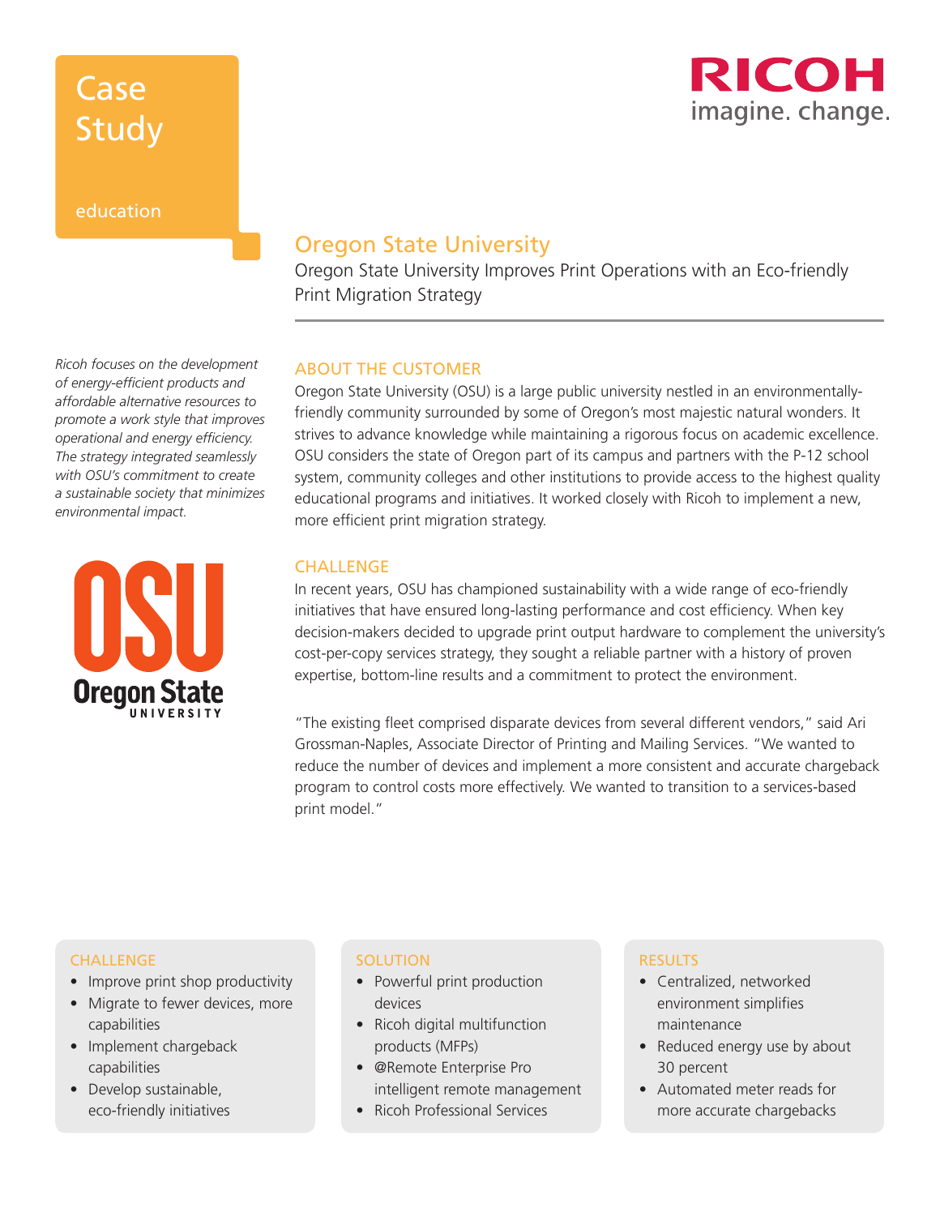Case Study

education

# Oregon State University

Oregon State University Improves Print Operations with an Eco-friendly Print Migration Strategy

*Ricoh focuses on the development of energy-efficient products and affordable alternative resources to promote a work style that improves operational and energy efficiency. The strategy integrated seamlessly with OSU's commitment to create a sustainable society that minimizes environmental impact.*

## ABOUT THE CUSTOMER

Oregon State University (OSU) is a large public university nestled in an environmentally-friendly community surrounded by some of Oregon's most majestic natural wonders. It strives to advance knowledge while maintaining a rigorous focus on academic excellence. OSU considers the state of Oregon part of its campus and partners with the P-12 school system, community colleges and other institutions to provide access to the highest quality educational programs and initiatives. It worked closely with Ricoh to implement a new, more efficient print migration strategy.

## CHALLENGE

In recent years, OSU has championed sustainability with a wide range of eco-friendly initiatives that have ensured long-lasting performance and cost efficiency. When key decision-makers decided to upgrade print output hardware to complement the university's cost-per-copy services strategy, they sought a reliable partner with a history of proven expertise, bottom-line results and a commitment to protect the environment.

"The existing fleet comprised disparate devices from several different vendors," said Ari Grossman-Naples, Associate Director of Printing and Mailing Services. "We wanted to reduce the number of devices and implement a more consistent and accurate chargeback program to control costs more effectively. We wanted to transition to a services-based print model."

### CHALLENGE

- Improve print shop productivity
- Migrate to fewer devices, more capabilities
- Implement chargeback capabilities
- Develop sustainable, eco-friendly initiatives

### SOLUTION

- Powerful print production devices
- Ricoh digital multifunction products (MFPs)
- @Remote Enterprise Pro intelligent remote management
- Ricoh Professional Services

### RESULTS

- Centralized, networked environment simplifies maintenance
- Reduced energy use by about 30 percent
- Automated meter reads for more accurate chargebacks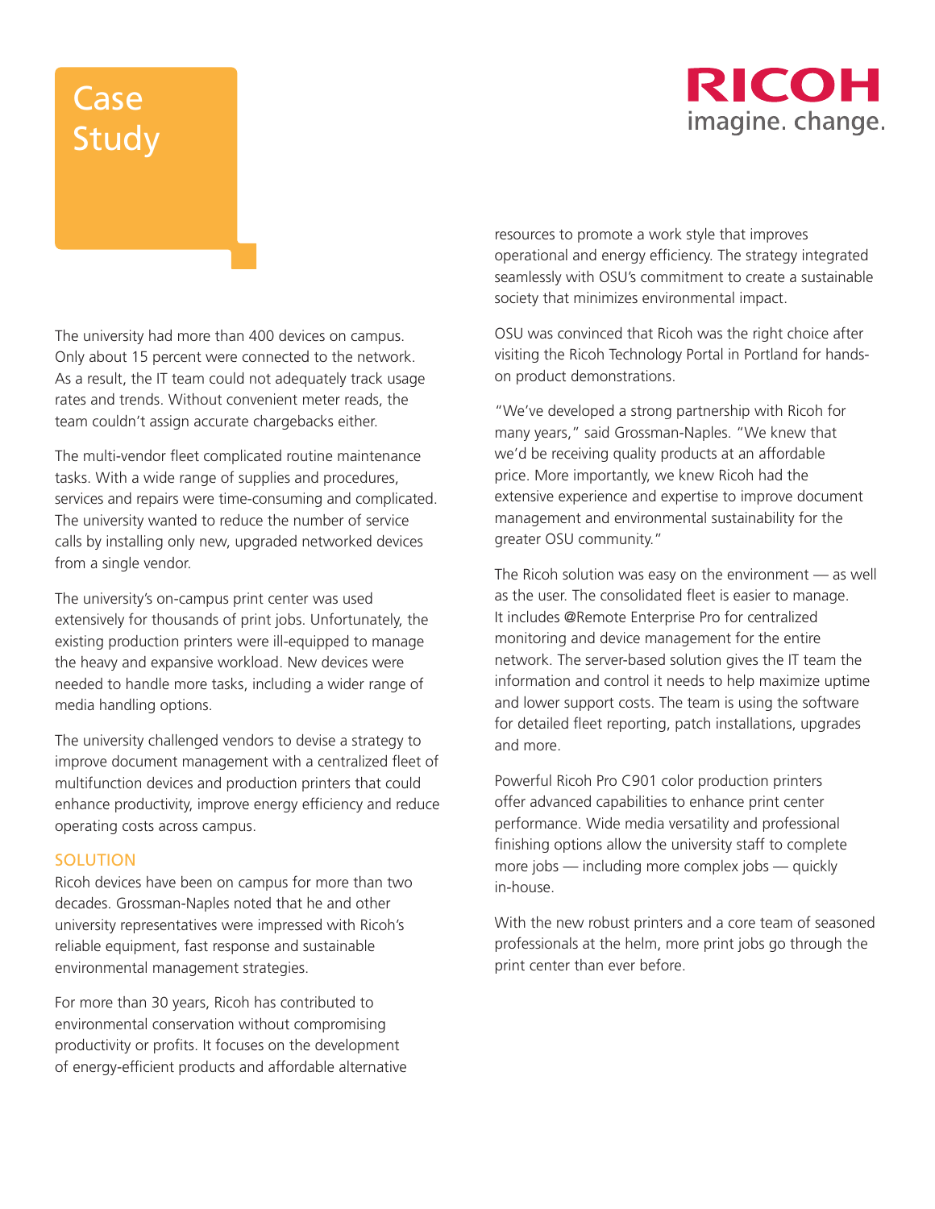# Case Study

The university had more than 400 devices on campus. Only about 15 percent were connected to the network. As a result, the IT team could not adequately track usage rates and trends. Without convenient meter reads, the team couldn't assign accurate chargebacks either.

The multi-vendor fleet complicated routine maintenance tasks. With a wide range of supplies and procedures, services and repairs were time-consuming and complicated. The university wanted to reduce the number of service calls by installing only new, upgraded networked devices from a single vendor.

The university's on-campus print center was used extensively for thousands of print jobs. Unfortunately, the existing production printers were ill-equipped to manage the heavy and expansive workload. New devices were needed to handle more tasks, including a wider range of media handling options.

The university challenged vendors to devise a strategy to improve document management with a centralized fleet of multifunction devices and production printers that could enhance productivity, improve energy efficiency and reduce operating costs across campus.

## SOLUTION

Ricoh devices have been on campus for more than two decades. Grossman-Naples noted that he and other university representatives were impressed with Ricoh's reliable equipment, fast response and sustainable environmental management strategies.

For more than 30 years, Ricoh has contributed to environmental conservation without compromising productivity or profits. It focuses on the development of energy-efficient products and affordable alternative resources to promote a work style that improves operational and energy efficiency. The strategy integrated seamlessly with OSU's commitment to create a sustainable society that minimizes environmental impact.

OSU was convinced that Ricoh was the right choice after visiting the Ricoh Technology Portal in Portland for hands-on product demonstrations.

"We've developed a strong partnership with Ricoh for many years," said Grossman-Naples. "We knew that we'd be receiving quality products at an affordable price. More importantly, we knew Ricoh had the extensive experience and expertise to improve document management and environmental sustainability for the greater OSU community."

The Ricoh solution was easy on the environment — as well as the user. The consolidated fleet is easier to manage. It includes @Remote Enterprise Pro for centralized monitoring and device management for the entire network. The server-based solution gives the IT team the information and control it needs to help maximize uptime and lower support costs. The team is using the software for detailed fleet reporting, patch installations, upgrades and more.

Powerful Ricoh Pro C901 color production printers offer advanced capabilities to enhance print center performance. Wide media versatility and professional finishing options allow the university staff to complete more jobs — including more complex jobs — quickly in-house.

With the new robust printers and a core team of seasoned professionals at the helm, more print jobs go through the print center than ever before.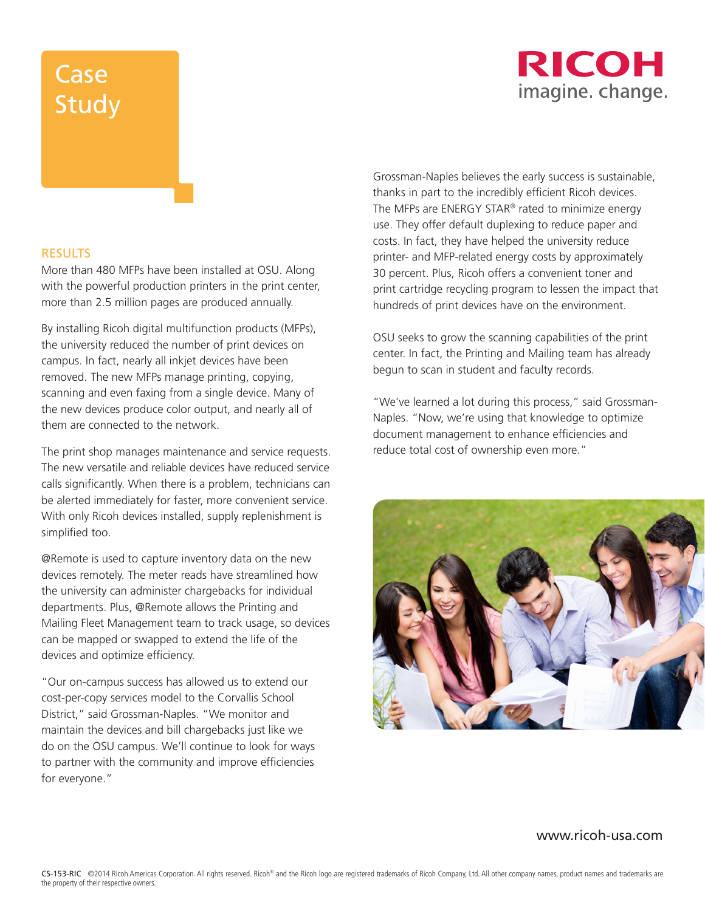Case Study

RICOH
imagine. change.

## RESULTS

More than 480 MFPs have been installed at OSU. Along with the powerful production printers in the print center, more than 2.5 million pages are produced annually.

By installing Ricoh digital multifunction products (MFPs), the university reduced the number of print devices on campus. In fact, nearly all inkjet devices have been removed. The new MFPs manage printing, copying, scanning and even faxing from a single device. Many of the new devices produce color output, and nearly all of them are connected to the network.

The print shop manages maintenance and service requests. The new versatile and reliable devices have reduced service calls significantly. When there is a problem, technicians can be alerted immediately for faster, more convenient service. With only Ricoh devices installed, supply replenishment is simplified too.

@Remote is used to capture inventory data on the new devices remotely. The meter reads have streamlined how the university can administer chargebacks for individual departments. Plus, @Remote allows the Printing and Mailing Fleet Management team to track usage, so devices can be mapped or swapped to extend the life of the devices and optimize efficiency.

"Our on-campus success has allowed us to extend our cost-per-copy services model to the Corvallis School District," said Grossman-Naples. "We monitor and maintain the devices and bill chargebacks just like we do on the OSU campus. We'll continue to look for ways to partner with the community and improve efficiencies for everyone."

Grossman-Naples believes the early success is sustainable, thanks in part to the incredibly efficient Ricoh devices. The MFPs are ENERGY STAR® rated to minimize energy use. They offer default duplexing to reduce paper and costs. In fact, they have helped the university reduce printer- and MFP-related energy costs by approximately 30 percent. Plus, Ricoh offers a convenient toner and print cartridge recycling program to lessen the impact that hundreds of print devices have on the environment.

OSU seeks to grow the scanning capabilities of the print center. In fact, the Printing and Mailing team has already begun to scan in student and faculty records.

"We've learned a lot during this process," said Grossman-Naples. "Now, we're using that knowledge to optimize document management to enhance efficiencies and reduce total cost of ownership even more."

www.ricoh-usa.com

CS-153-RIC ©2014 Ricoh Americas Corporation. All rights reserved. Ricoh® and the Ricoh logo are registered trademarks of Ricoh Company, Ltd. All other company names, product names and trademarks are the property of their respective owners.